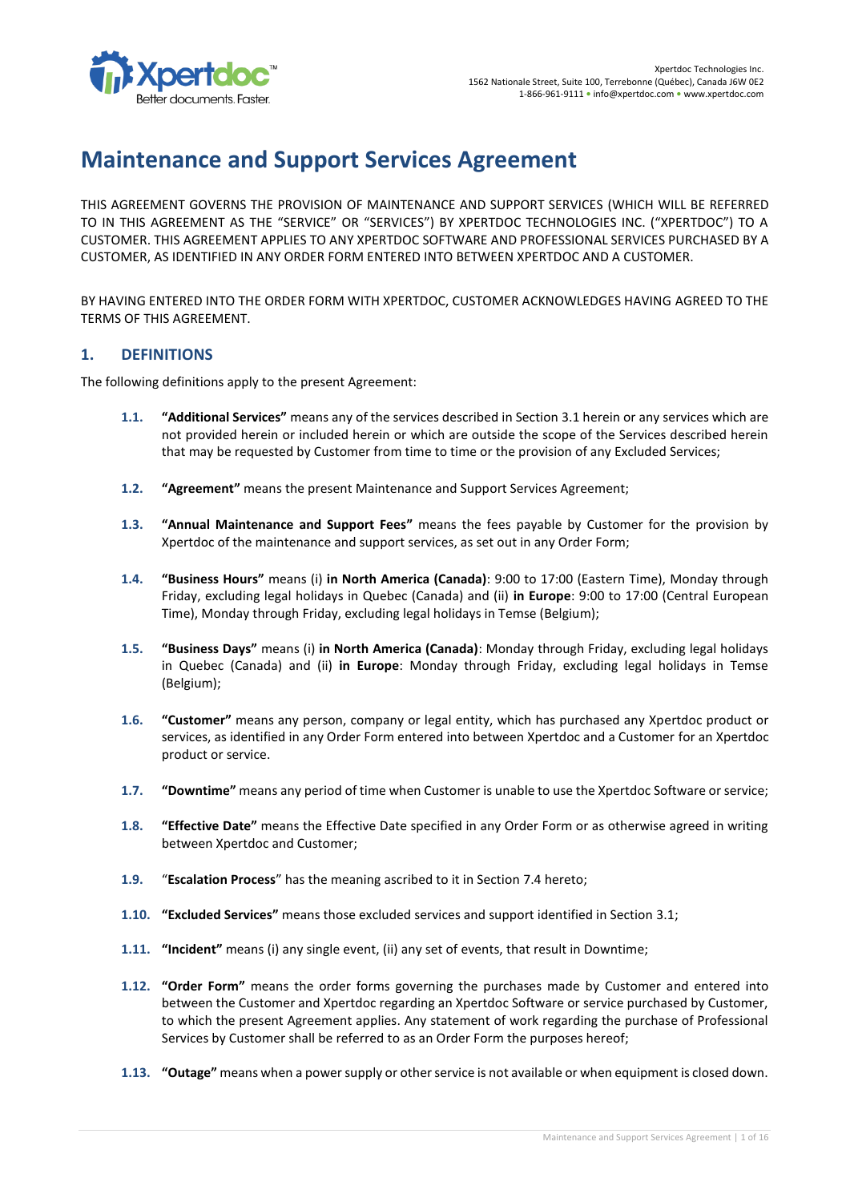Xpertdoc Technologies Inc.
1562 Nationale Street, Suite 100, Terrebonne (Québec), Canada J6W 0E2
1-866-961-9111 • info@xpertdoc.com • www.xpertdoc.com

# Maintenance and Support Services Agreement

THIS AGREEMENT GOVERNS THE PROVISION OF MAINTENANCE AND SUPPORT SERVICES (WHICH WILL BE REFERRED TO IN THIS AGREEMENT AS THE "SERVICE" OR "SERVICES") BY XPERTDOC TECHNOLOGIES INC. ("XPERTDOC") TO A CUSTOMER. THIS AGREEMENT APPLIES TO ANY XPERTDOC SOFTWARE AND PROFESSIONAL SERVICES PURCHASED BY A CUSTOMER, AS IDENTIFIED IN ANY ORDER FORM ENTERED INTO BETWEEN XPERTDOC AND A CUSTOMER.

BY HAVING ENTERED INTO THE ORDER FORM WITH XPERTDOC, CUSTOMER ACKNOWLEDGES HAVING AGREED TO THE TERMS OF THIS AGREEMENT.

## 1. DEFINITIONS

The following definitions apply to the present Agreement:

**1.1.** **"Additional Services"** means any of the services described in Section 3.1 herein or any services which are not provided herein or included herein or which are outside the scope of the Services described herein that may be requested by Customer from time to time or the provision of any Excluded Services;

**1.2.** **"Agreement"** means the present Maintenance and Support Services Agreement;

**1.3.** **"Annual Maintenance and Support Fees"** means the fees payable by Customer for the provision by Xpertdoc of the maintenance and support services, as set out in any Order Form;

**1.4.** **"Business Hours"** means (i) **in North America (Canada)**: 9:00 to 17:00 (Eastern Time), Monday through Friday, excluding legal holidays in Quebec (Canada) and (ii) **in Europe**: 9:00 to 17:00 (Central European Time), Monday through Friday, excluding legal holidays in Temse (Belgium);

**1.5.** **"Business Days"** means (i) **in North America (Canada)**: Monday through Friday, excluding legal holidays in Quebec (Canada) and (ii) **in Europe**: Monday through Friday, excluding legal holidays in Temse (Belgium);

**1.6.** **"Customer"** means any person, company or legal entity, which has purchased any Xpertdoc product or services, as identified in any Order Form entered into between Xpertdoc and a Customer for an Xpertdoc product or service.

**1.7.** **"Downtime"** means any period of time when Customer is unable to use the Xpertdoc Software or service;

**1.8.** **"Effective Date"** means the Effective Date specified in any Order Form or as otherwise agreed in writing between Xpertdoc and Customer;

**1.9.** "**Escalation Process**" has the meaning ascribed to it in Section 7.4 hereto;

**1.10.** **"Excluded Services"** means those excluded services and support identified in Section 3.1;

**1.11.** **"Incident"** means (i) any single event, (ii) any set of events, that result in Downtime;

**1.12.** **"Order Form"** means the order forms governing the purchases made by Customer and entered into between the Customer and Xpertdoc regarding an Xpertdoc Software or service purchased by Customer, to which the present Agreement applies. Any statement of work regarding the purchase of Professional Services by Customer shall be referred to as an Order Form the purposes hereof;

**1.13.** **"Outage"** means when a power supply or other service is not available or when equipment is closed down.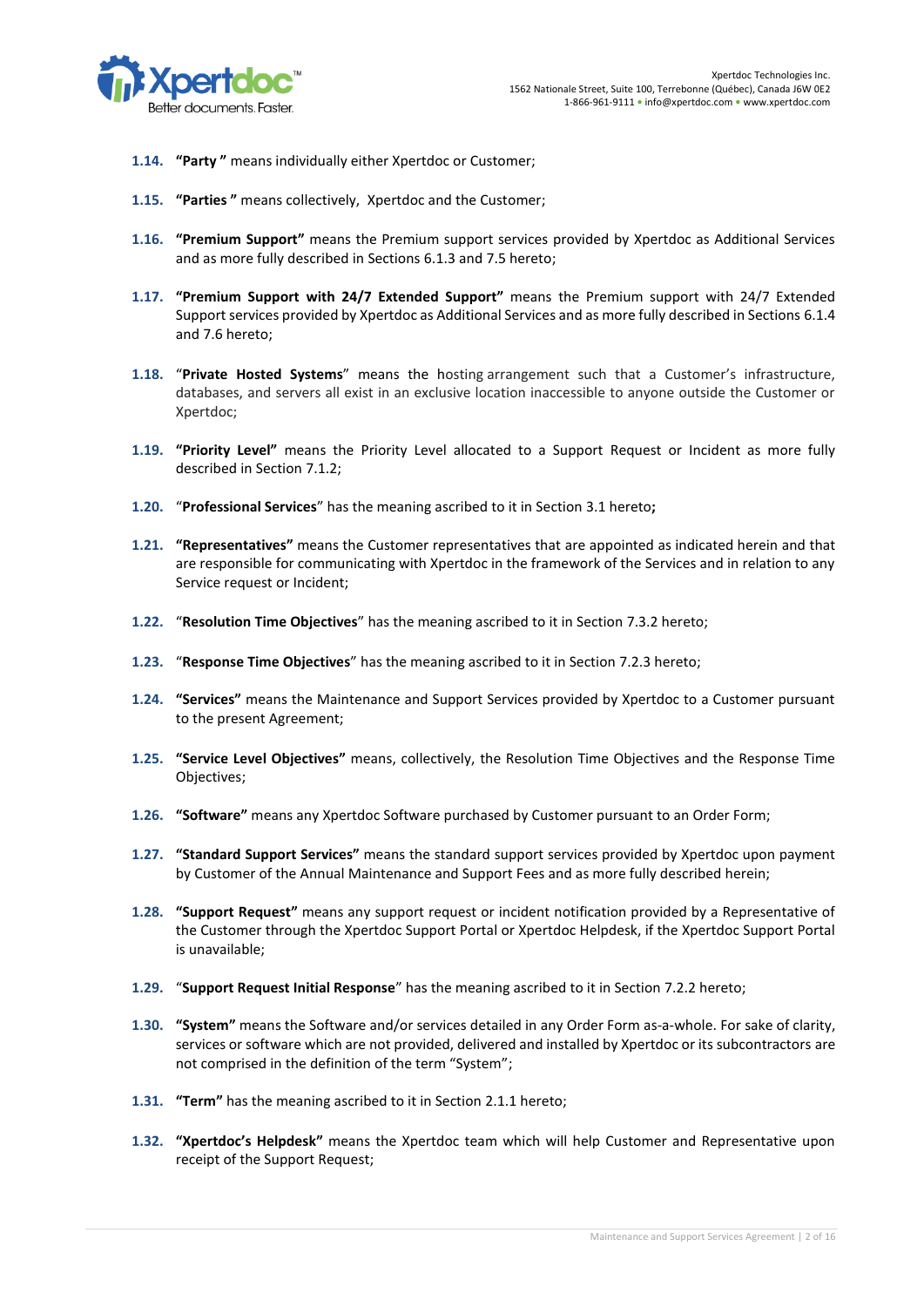1.14. **"Party "** means individually either Xpertdoc or Customer;

1.15. **"Parties "** means collectively, Xpertdoc and the Customer;

1.16. **"Premium Support"** means the Premium support services provided by Xpertdoc as Additional Services and as more fully described in Sections 6.1.3 and 7.5 hereto;

1.17. **"Premium Support with 24/7 Extended Support"** means the Premium support with 24/7 Extended Support services provided by Xpertdoc as Additional Services and as more fully described in Sections 6.1.4 and 7.6 hereto;

1.18. "**Private Hosted Systems**" means the hosting arrangement such that a Customer's infrastructure, databases, and servers all exist in an exclusive location inaccessible to anyone outside the Customer or Xpertdoc;

1.19. **"Priority Level"** means the Priority Level allocated to a Support Request or Incident as more fully described in Section 7.1.2;

1.20. "**Professional Services**" has the meaning ascribed to it in Section 3.1 hereto**;**

1.21. **"Representatives"** means the Customer representatives that are appointed as indicated herein and that are responsible for communicating with Xpertdoc in the framework of the Services and in relation to any Service request or Incident;

1.22. "**Resolution Time Objectives**" has the meaning ascribed to it in Section 7.3.2 hereto;

1.23. "**Response Time Objectives**" has the meaning ascribed to it in Section 7.2.3 hereto;

1.24. **"Services"** means the Maintenance and Support Services provided by Xpertdoc to a Customer pursuant to the present Agreement;

1.25. **"Service Level Objectives"** means, collectively, the Resolution Time Objectives and the Response Time Objectives;

1.26. **"Software"** means any Xpertdoc Software purchased by Customer pursuant to an Order Form;

1.27. **"Standard Support Services"** means the standard support services provided by Xpertdoc upon payment by Customer of the Annual Maintenance and Support Fees and as more fully described herein;

1.28. **"Support Request"** means any support request or incident notification provided by a Representative of the Customer through the Xpertdoc Support Portal or Xpertdoc Helpdesk, if the Xpertdoc Support Portal is unavailable;

1.29. "**Support Request Initial Response**" has the meaning ascribed to it in Section 7.2.2 hereto;

1.30. **"System"** means the Software and/or services detailed in any Order Form as-a-whole. For sake of clarity, services or software which are not provided, delivered and installed by Xpertdoc or its subcontractors are not comprised in the definition of the term "System";

1.31. **"Term"** has the meaning ascribed to it in Section 2.1.1 hereto;

1.32. **"Xpertdoc's Helpdesk"** means the Xpertdoc team which will help Customer and Representative upon receipt of the Support Request;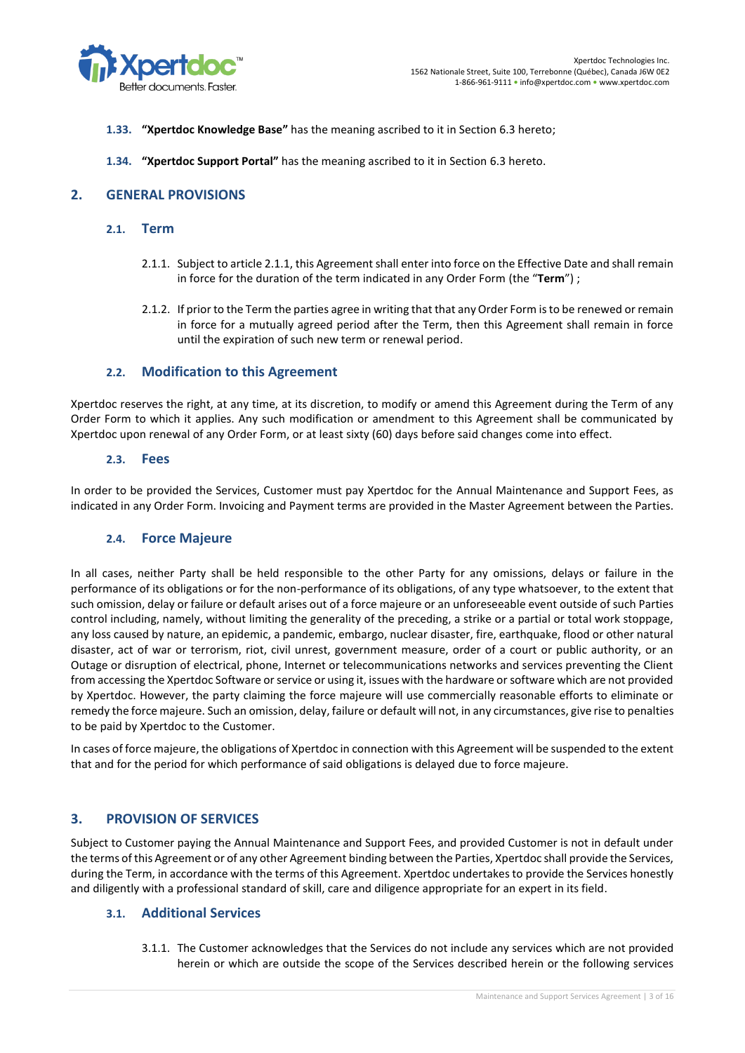**1.33. "Xpertdoc Knowledge Base"** has the meaning ascribed to it in Section 6.3 hereto;

**1.34. "Xpertdoc Support Portal"** has the meaning ascribed to it in Section 6.3 hereto.

## 2. GENERAL PROVISIONS

### 2.1. Term

2.1.1. Subject to article 2.1.1, this Agreement shall enter into force on the Effective Date and shall remain in force for the duration of the term indicated in any Order Form (the "**Term**") ;

2.1.2. If prior to the Term the parties agree in writing that that any Order Form is to be renewed or remain in force for a mutually agreed period after the Term, then this Agreement shall remain in force until the expiration of such new term or renewal period.

### 2.2. Modification to this Agreement

Xpertdoc reserves the right, at any time, at its discretion, to modify or amend this Agreement during the Term of any Order Form to which it applies. Any such modification or amendment to this Agreement shall be communicated by Xpertdoc upon renewal of any Order Form, or at least sixty (60) days before said changes come into effect.

### 2.3. Fees

In order to be provided the Services, Customer must pay Xpertdoc for the Annual Maintenance and Support Fees, as indicated in any Order Form. Invoicing and Payment terms are provided in the Master Agreement between the Parties.

### 2.4. Force Majeure

In all cases, neither Party shall be held responsible to the other Party for any omissions, delays or failure in the performance of its obligations or for the non-performance of its obligations, of any type whatsoever, to the extent that such omission, delay or failure or default arises out of a force majeure or an unforeseeable event outside of such Parties control including, namely, without limiting the generality of the preceding, a strike or a partial or total work stoppage, any loss caused by nature, an epidemic, a pandemic, embargo, nuclear disaster, fire, earthquake, flood or other natural disaster, act of war or terrorism, riot, civil unrest, government measure, order of a court or public authority, or an Outage or disruption of electrical, phone, Internet or telecommunications networks and services preventing the Client from accessing the Xpertdoc Software or service or using it, issues with the hardware or software which are not provided by Xpertdoc. However, the party claiming the force majeure will use commercially reasonable efforts to eliminate or remedy the force majeure. Such an omission, delay, failure or default will not, in any circumstances, give rise to penalties to be paid by Xpertdoc to the Customer.

In cases of force majeure, the obligations of Xpertdoc in connection with this Agreement will be suspended to the extent that and for the period for which performance of said obligations is delayed due to force majeure.

## 3. PROVISION OF SERVICES

Subject to Customer paying the Annual Maintenance and Support Fees, and provided Customer is not in default under the terms of this Agreement or of any other Agreement binding between the Parties, Xpertdoc shall provide the Services, during the Term, in accordance with the terms of this Agreement. Xpertdoc undertakes to provide the Services honestly and diligently with a professional standard of skill, care and diligence appropriate for an expert in its field.

### 3.1. Additional Services

3.1.1. The Customer acknowledges that the Services do not include any services which are not provided herein or which are outside the scope of the Services described herein or the following services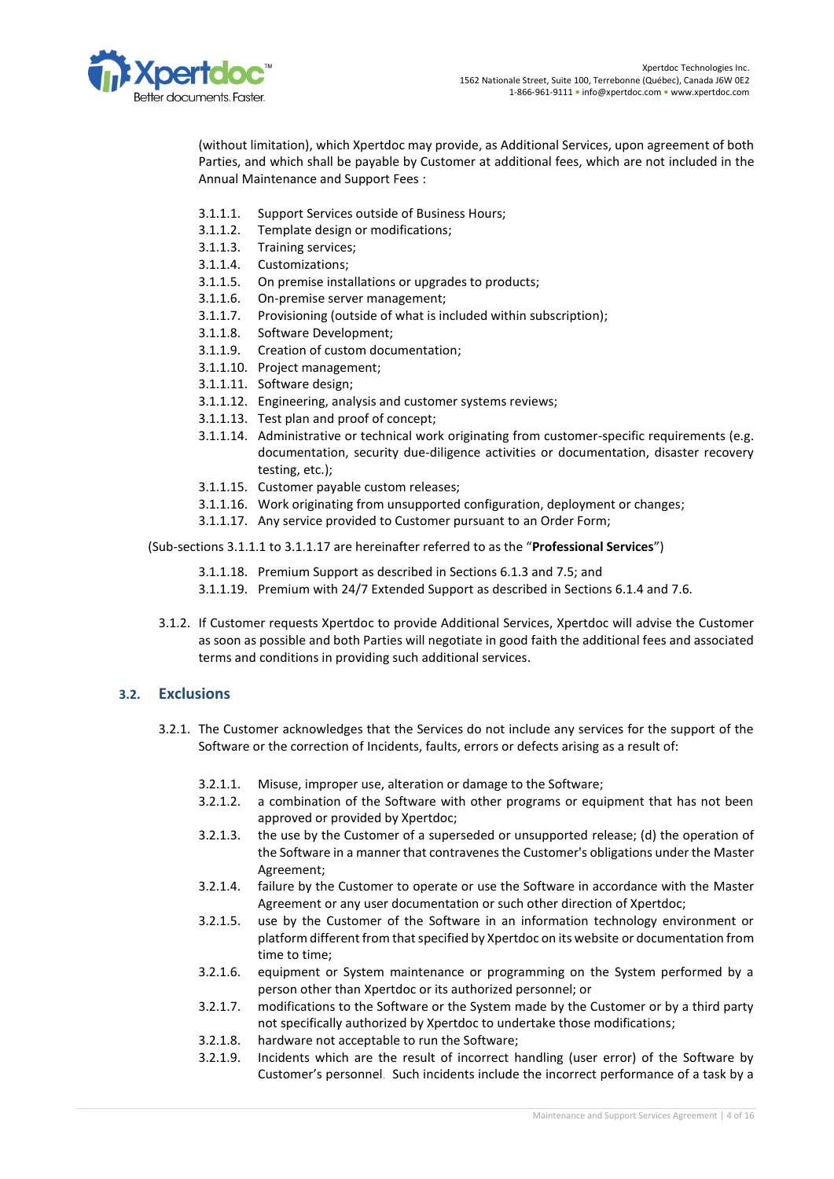(without limitation), which Xpertdoc may provide, as Additional Services, upon agreement of both Parties, and which shall be payable by Customer at additional fees, which are not included in the Annual Maintenance and Support Fees :

- 3.1.1.1. Support Services outside of Business Hours;
- 3.1.1.2. Template design or modifications;
- 3.1.1.3. Training services;
- 3.1.1.4. Customizations;
- 3.1.1.5. On premise installations or upgrades to products;
- 3.1.1.6. On-premise server management;
- 3.1.1.7. Provisioning (outside of what is included within subscription);
- 3.1.1.8. Software Development;
- 3.1.1.9. Creation of custom documentation;
- 3.1.1.10. Project management;
- 3.1.1.11. Software design;
- 3.1.1.12. Engineering, analysis and customer systems reviews;
- 3.1.1.13. Test plan and proof of concept;
- 3.1.1.14. Administrative or technical work originating from customer-specific requirements (e.g. documentation, security due-diligence activities or documentation, disaster recovery testing, etc.);
- 3.1.1.15. Customer payable custom releases;
- 3.1.1.16. Work originating from unsupported configuration, deployment or changes;
- 3.1.1.17. Any service provided to Customer pursuant to an Order Form;

(Sub-sections 3.1.1.1 to 3.1.1.17 are hereinafter referred to as the "**Professional Services**")

- 3.1.1.18. Premium Support as described in Sections 6.1.3 and 7.5; and
- 3.1.1.19. Premium with 24/7 Extended Support as described in Sections 6.1.4 and 7.6.

3.1.2. If Customer requests Xpertdoc to provide Additional Services, Xpertdoc will advise the Customer as soon as possible and both Parties will negotiate in good faith the additional fees and associated terms and conditions in providing such additional services.

## 3.2. Exclusions

3.2.1. The Customer acknowledges that the Services do not include any services for the support of the Software or the correction of Incidents, faults, errors or defects arising as a result of:

- 3.2.1.1. Misuse, improper use, alteration or damage to the Software;
- 3.2.1.2. a combination of the Software with other programs or equipment that has not been approved or provided by Xpertdoc;
- 3.2.1.3. the use by the Customer of a superseded or unsupported release; (d) the operation of the Software in a manner that contravenes the Customer's obligations under the Master Agreement;
- 3.2.1.4. failure by the Customer to operate or use the Software in accordance with the Master Agreement or any user documentation or such other direction of Xpertdoc;
- 3.2.1.5. use by the Customer of the Software in an information technology environment or platform different from that specified by Xpertdoc on its website or documentation from time to time;
- 3.2.1.6. equipment or System maintenance or programming on the System performed by a person other than Xpertdoc or its authorized personnel; or
- 3.2.1.7. modifications to the Software or the System made by the Customer or by a third party not specifically authorized by Xpertdoc to undertake those modifications;
- 3.2.1.8. hardware not acceptable to run the Software;
- 3.2.1.9. Incidents which are the result of incorrect handling (user error) of the Software by Customer's personnel. Such incidents include the incorrect performance of a task by a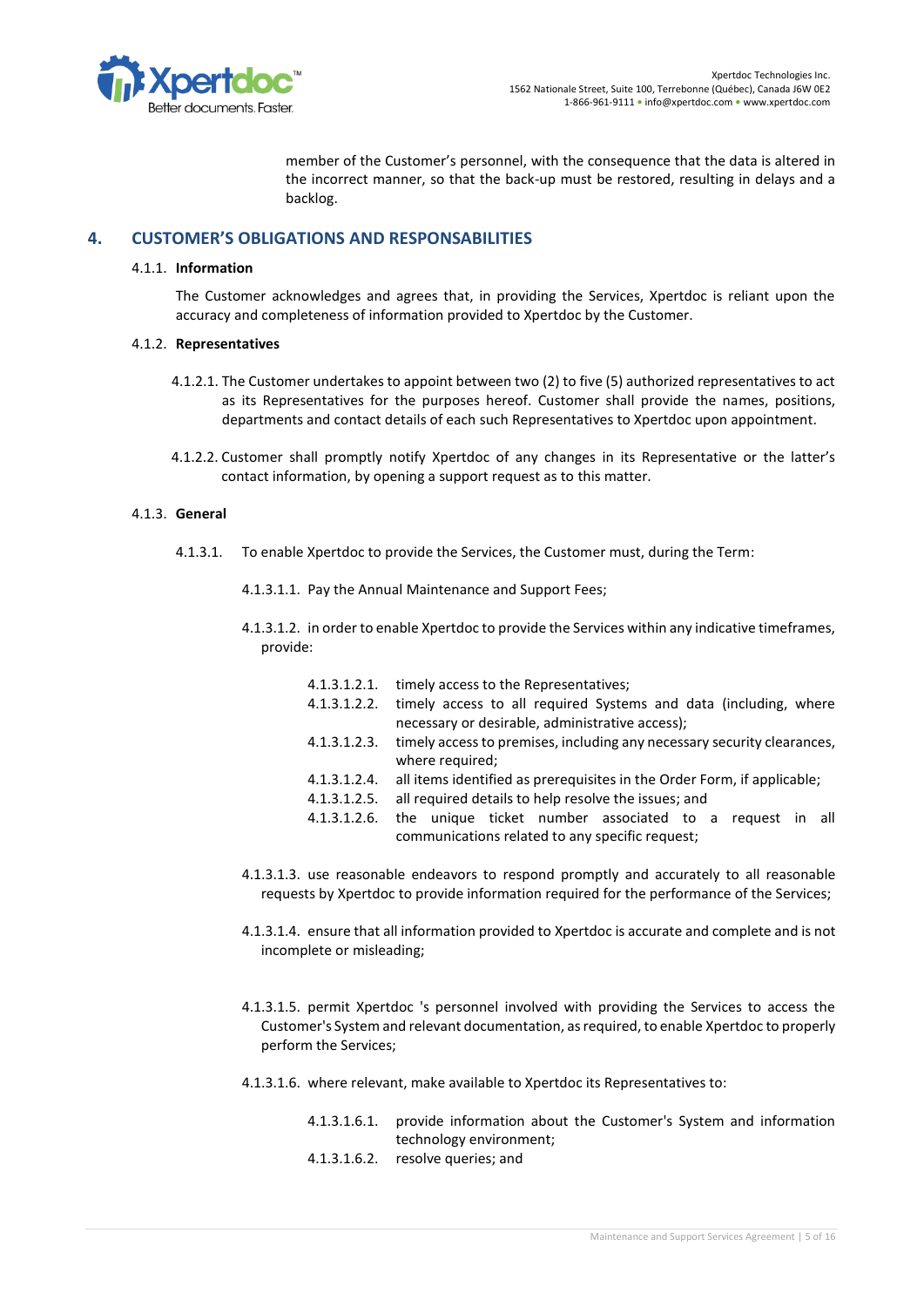member of the Customer's personnel, with the consequence that the data is altered in the incorrect manner, so that the back-up must be restored, resulting in delays and a backlog.

## 4. CUSTOMER'S OBLIGATIONS AND RESPONSABILITIES

4.1.1. **Information**

The Customer acknowledges and agrees that, in providing the Services, Xpertdoc is reliant upon the accuracy and completeness of information provided to Xpertdoc by the Customer.

4.1.2. **Representatives**

4.1.2.1. The Customer undertakes to appoint between two (2) to five (5) authorized representatives to act as its Representatives for the purposes hereof. Customer shall provide the names, positions, departments and contact details of each such Representatives to Xpertdoc upon appointment.

4.1.2.2. Customer shall promptly notify Xpertdoc of any changes in its Representative or the latter's contact information, by opening a support request as to this matter.

4.1.3. **General**

4.1.3.1. To enable Xpertdoc to provide the Services, the Customer must, during the Term:

4.1.3.1.1. Pay the Annual Maintenance and Support Fees;

4.1.3.1.2. in order to enable Xpertdoc to provide the Services within any indicative timeframes, provide:

4.1.3.1.2.1. timely access to the Representatives;
4.1.3.1.2.2. timely access to all required Systems and data (including, where necessary or desirable, administrative access);
4.1.3.1.2.3. timely access to premises, including any necessary security clearances, where required;
4.1.3.1.2.4. all items identified as prerequisites in the Order Form, if applicable;
4.1.3.1.2.5. all required details to help resolve the issues; and
4.1.3.1.2.6. the unique ticket number associated to a request in all communications related to any specific request;

4.1.3.1.3. use reasonable endeavors to respond promptly and accurately to all reasonable requests by Xpertdoc to provide information required for the performance of the Services;

4.1.3.1.4. ensure that all information provided to Xpertdoc is accurate and complete and is not incomplete or misleading;

4.1.3.1.5. permit Xpertdoc 's personnel involved with providing the Services to access the Customer's System and relevant documentation, as required, to enable Xpertdoc to properly perform the Services;

4.1.3.1.6. where relevant, make available to Xpertdoc its Representatives to:

4.1.3.1.6.1. provide information about the Customer's System and information technology environment;
4.1.3.1.6.2. resolve queries; and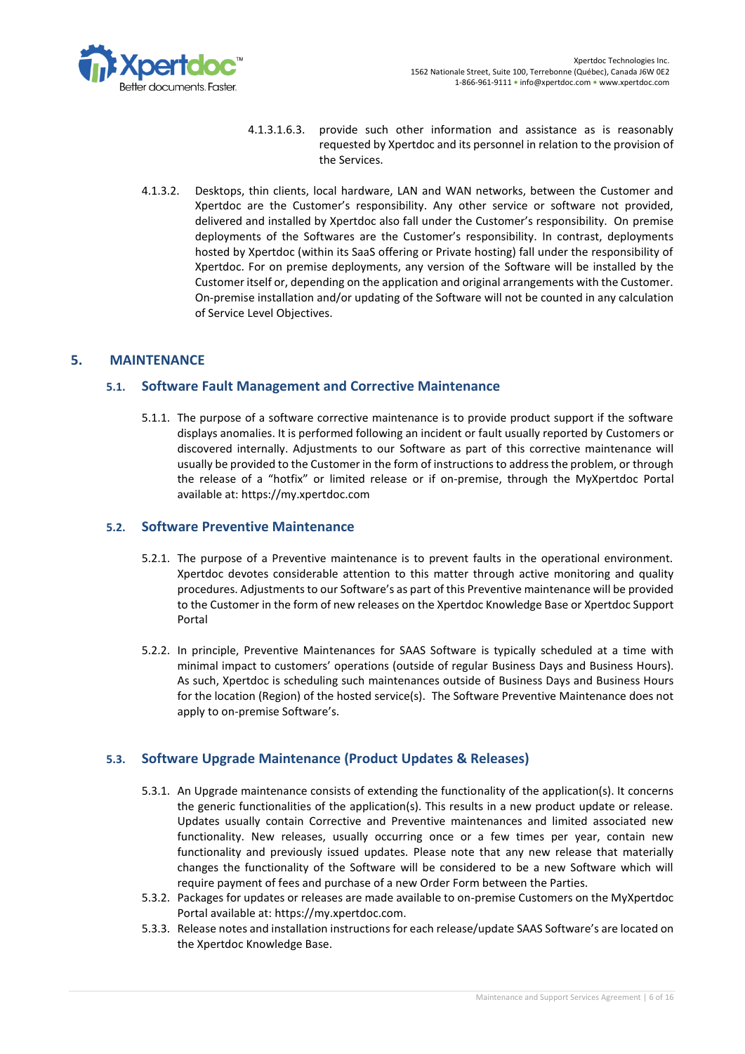4.1.3.1.6.3. provide such other information and assistance as is reasonably requested by Xpertdoc and its personnel in relation to the provision of the Services.

4.1.3.2. Desktops, thin clients, local hardware, LAN and WAN networks, between the Customer and Xpertdoc are the Customer's responsibility. Any other service or software not provided, delivered and installed by Xpertdoc also fall under the Customer's responsibility. On premise deployments of the Softwares are the Customer's responsibility. In contrast, deployments hosted by Xpertdoc (within its SaaS offering or Private hosting) fall under the responsibility of Xpertdoc. For on premise deployments, any version of the Software will be installed by the Customer itself or, depending on the application and original arrangements with the Customer. On-premise installation and/or updating of the Software will not be counted in any calculation of Service Level Objectives.

## 5. MAINTENANCE

### 5.1. Software Fault Management and Corrective Maintenance

5.1.1. The purpose of a software corrective maintenance is to provide product support if the software displays anomalies. It is performed following an incident or fault usually reported by Customers or discovered internally. Adjustments to our Software as part of this corrective maintenance will usually be provided to the Customer in the form of instructions to address the problem, or through the release of a "hotfix" or limited release or if on-premise, through the MyXpertdoc Portal available at: https://my.xpertdoc.com

### 5.2. Software Preventive Maintenance

5.2.1. The purpose of a Preventive maintenance is to prevent faults in the operational environment. Xpertdoc devotes considerable attention to this matter through active monitoring and quality procedures. Adjustments to our Software's as part of this Preventive maintenance will be provided to the Customer in the form of new releases on the Xpertdoc Knowledge Base or Xpertdoc Support Portal

5.2.2. In principle, Preventive Maintenances for SAAS Software is typically scheduled at a time with minimal impact to customers' operations (outside of regular Business Days and Business Hours). As such, Xpertdoc is scheduling such maintenances outside of Business Days and Business Hours for the location (Region) of the hosted service(s). The Software Preventive Maintenance does not apply to on-premise Software's.

### 5.3. Software Upgrade Maintenance (Product Updates & Releases)

5.3.1. An Upgrade maintenance consists of extending the functionality of the application(s). It concerns the generic functionalities of the application(s). This results in a new product update or release. Updates usually contain Corrective and Preventive maintenances and limited associated new functionality. New releases, usually occurring once or a few times per year, contain new functionality and previously issued updates. Please note that any new release that materially changes the functionality of the Software will be considered to be a new Software which will require payment of fees and purchase of a new Order Form between the Parties.

5.3.2. Packages for updates or releases are made available to on-premise Customers on the MyXpertdoc Portal available at: https://my.xpertdoc.com.

5.3.3. Release notes and installation instructions for each release/update SAAS Software's are located on the Xpertdoc Knowledge Base.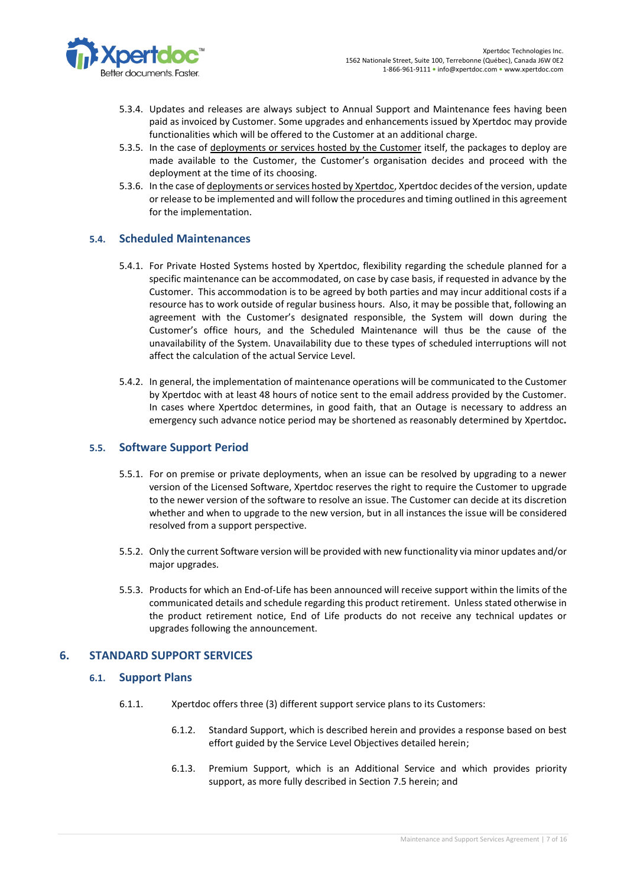5.3.4. Updates and releases are always subject to Annual Support and Maintenance fees having been paid as invoiced by Customer. Some upgrades and enhancements issued by Xpertdoc may provide functionalities which will be offered to the Customer at an additional charge.

5.3.5. In the case of deployments or services hosted by the Customer itself, the packages to deploy are made available to the Customer, the Customer's organisation decides and proceed with the deployment at the time of its choosing.

5.3.6. In the case of deployments or services hosted by Xpertdoc, Xpertdoc decides of the version, update or release to be implemented and will follow the procedures and timing outlined in this agreement for the implementation.

### 5.4. Scheduled Maintenances

5.4.1. For Private Hosted Systems hosted by Xpertdoc, flexibility regarding the schedule planned for a specific maintenance can be accommodated, on case by case basis, if requested in advance by the Customer. This accommodation is to be agreed by both parties and may incur additional costs if a resource has to work outside of regular business hours. Also, it may be possible that, following an agreement with the Customer's designated responsible, the System will down during the Customer's office hours, and the Scheduled Maintenance will thus be the cause of the unavailability of the System. Unavailability due to these types of scheduled interruptions will not affect the calculation of the actual Service Level.

5.4.2. In general, the implementation of maintenance operations will be communicated to the Customer by Xpertdoc with at least 48 hours of notice sent to the email address provided by the Customer. In cases where Xpertdoc determines, in good faith, that an Outage is necessary to address an emergency such advance notice period may be shortened as reasonably determined by Xpertdoc.

### 5.5. Software Support Period

5.5.1. For on premise or private deployments, when an issue can be resolved by upgrading to a newer version of the Licensed Software, Xpertdoc reserves the right to require the Customer to upgrade to the newer version of the software to resolve an issue. The Customer can decide at its discretion whether and when to upgrade to the new version, but in all instances the issue will be considered resolved from a support perspective.

5.5.2. Only the current Software version will be provided with new functionality via minor updates and/or major upgrades.

5.5.3. Products for which an End-of-Life has been announced will receive support within the limits of the communicated details and schedule regarding this product retirement. Unless stated otherwise in the product retirement notice, End of Life products do not receive any technical updates or upgrades following the announcement.

## 6. STANDARD SUPPORT SERVICES

### 6.1. Support Plans

6.1.1. Xpertdoc offers three (3) different support service plans to its Customers:

6.1.2. Standard Support, which is described herein and provides a response based on best effort guided by the Service Level Objectives detailed herein;

6.1.3. Premium Support, which is an Additional Service and which provides priority support, as more fully described in Section 7.5 herein; and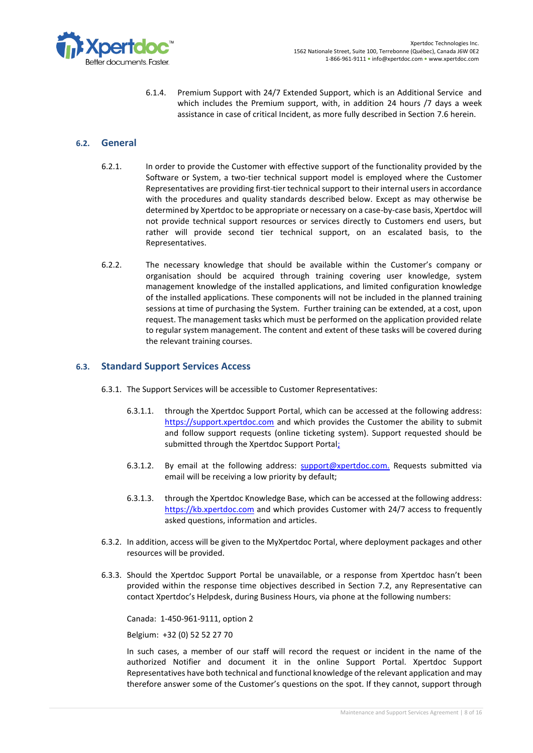6.1.4. Premium Support with 24/7 Extended Support, which is an Additional Service and which includes the Premium support, with, in addition 24 hours /7 days a week assistance in case of critical Incident, as more fully described in Section 7.6 herein.

## 6.2. General

6.2.1. In order to provide the Customer with effective support of the functionality provided by the Software or System, a two-tier technical support model is employed where the Customer Representatives are providing first-tier technical support to their internal users in accordance with the procedures and quality standards described below. Except as may otherwise be determined by Xpertdoc to be appropriate or necessary on a case-by-case basis, Xpertdoc will not provide technical support resources or services directly to Customers end users, but rather will provide second tier technical support, on an escalated basis, to the Representatives.

6.2.2. The necessary knowledge that should be available within the Customer's company or organisation should be acquired through training covering user knowledge, system management knowledge of the installed applications, and limited configuration knowledge of the installed applications. These components will not be included in the planned training sessions at time of purchasing the System. Further training can be extended, at a cost, upon request. The management tasks which must be performed on the application provided relate to regular system management. The content and extent of these tasks will be covered during the relevant training courses.

## 6.3. Standard Support Services Access

6.3.1. The Support Services will be accessible to Customer Representatives:

6.3.1.1. through the Xpertdoc Support Portal, which can be accessed at the following address: https://support.xpertdoc.com and which provides the Customer the ability to submit and follow support requests (online ticketing system). Support requested should be submitted through the Xpertdoc Support Portal;

6.3.1.2. By email at the following address: support@xpertdoc.com. Requests submitted via email will be receiving a low priority by default;

6.3.1.3. through the Xpertdoc Knowledge Base, which can be accessed at the following address: https://kb.xpertdoc.com and which provides Customer with 24/7 access to frequently asked questions, information and articles.

6.3.2. In addition, access will be given to the MyXpertdoc Portal, where deployment packages and other resources will be provided.

6.3.3. Should the Xpertdoc Support Portal be unavailable, or a response from Xpertdoc hasn't been provided within the response time objectives described in Section 7.2, any Representative can contact Xpertdoc's Helpdesk, during Business Hours, via phone at the following numbers:

Canada: 1-450-961-9111, option 2

Belgium: +32 (0) 52 52 27 70

In such cases, a member of our staff will record the request or incident in the name of the authorized Notifier and document it in the online Support Portal. Xpertdoc Support Representatives have both technical and functional knowledge of the relevant application and may therefore answer some of the Customer's questions on the spot. If they cannot, support through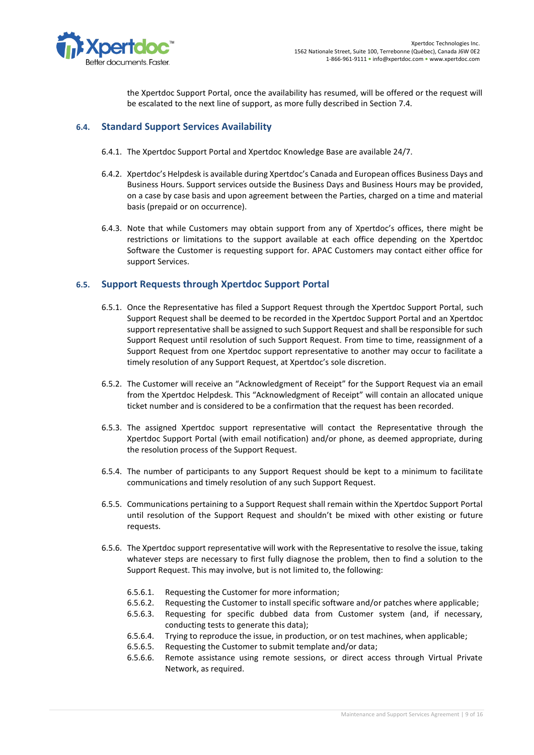the Xpertdoc Support Portal, once the availability has resumed, will be offered or the request will be escalated to the next line of support, as more fully described in Section 7.4.

### 6.4. Standard Support Services Availability

6.4.1. The Xpertdoc Support Portal and Xpertdoc Knowledge Base are available 24/7.

6.4.2. Xpertdoc's Helpdesk is available during Xpertdoc's Canada and European offices Business Days and Business Hours. Support services outside the Business Days and Business Hours may be provided, on a case by case basis and upon agreement between the Parties, charged on a time and material basis (prepaid or on occurrence).

6.4.3. Note that while Customers may obtain support from any of Xpertdoc's offices, there might be restrictions or limitations to the support available at each office depending on the Xpertdoc Software the Customer is requesting support for. APAC Customers may contact either office for support Services.

### 6.5. Support Requests through Xpertdoc Support Portal

6.5.1. Once the Representative has filed a Support Request through the Xpertdoc Support Portal, such Support Request shall be deemed to be recorded in the Xpertdoc Support Portal and an Xpertdoc support representative shall be assigned to such Support Request and shall be responsible for such Support Request until resolution of such Support Request. From time to time, reassignment of a Support Request from one Xpertdoc support representative to another may occur to facilitate a timely resolution of any Support Request, at Xpertdoc's sole discretion.

6.5.2. The Customer will receive an "Acknowledgment of Receipt" for the Support Request via an email from the Xpertdoc Helpdesk. This "Acknowledgment of Receipt" will contain an allocated unique ticket number and is considered to be a confirmation that the request has been recorded.

6.5.3. The assigned Xpertdoc support representative will contact the Representative through the Xpertdoc Support Portal (with email notification) and/or phone, as deemed appropriate, during the resolution process of the Support Request.

6.5.4. The number of participants to any Support Request should be kept to a minimum to facilitate communications and timely resolution of any such Support Request.

6.5.5. Communications pertaining to a Support Request shall remain within the Xpertdoc Support Portal until resolution of the Support Request and shouldn't be mixed with other existing or future requests.

6.5.6. The Xpertdoc support representative will work with the Representative to resolve the issue, taking whatever steps are necessary to first fully diagnose the problem, then to find a solution to the Support Request. This may involve, but is not limited to, the following:

6.5.6.1. Requesting the Customer for more information;
6.5.6.2. Requesting the Customer to install specific software and/or patches where applicable;
6.5.6.3. Requesting for specific dubbed data from Customer system (and, if necessary, conducting tests to generate this data);
6.5.6.4. Trying to reproduce the issue, in production, or on test machines, when applicable;
6.5.6.5. Requesting the Customer to submit template and/or data;
6.5.6.6. Remote assistance using remote sessions, or direct access through Virtual Private Network, as required.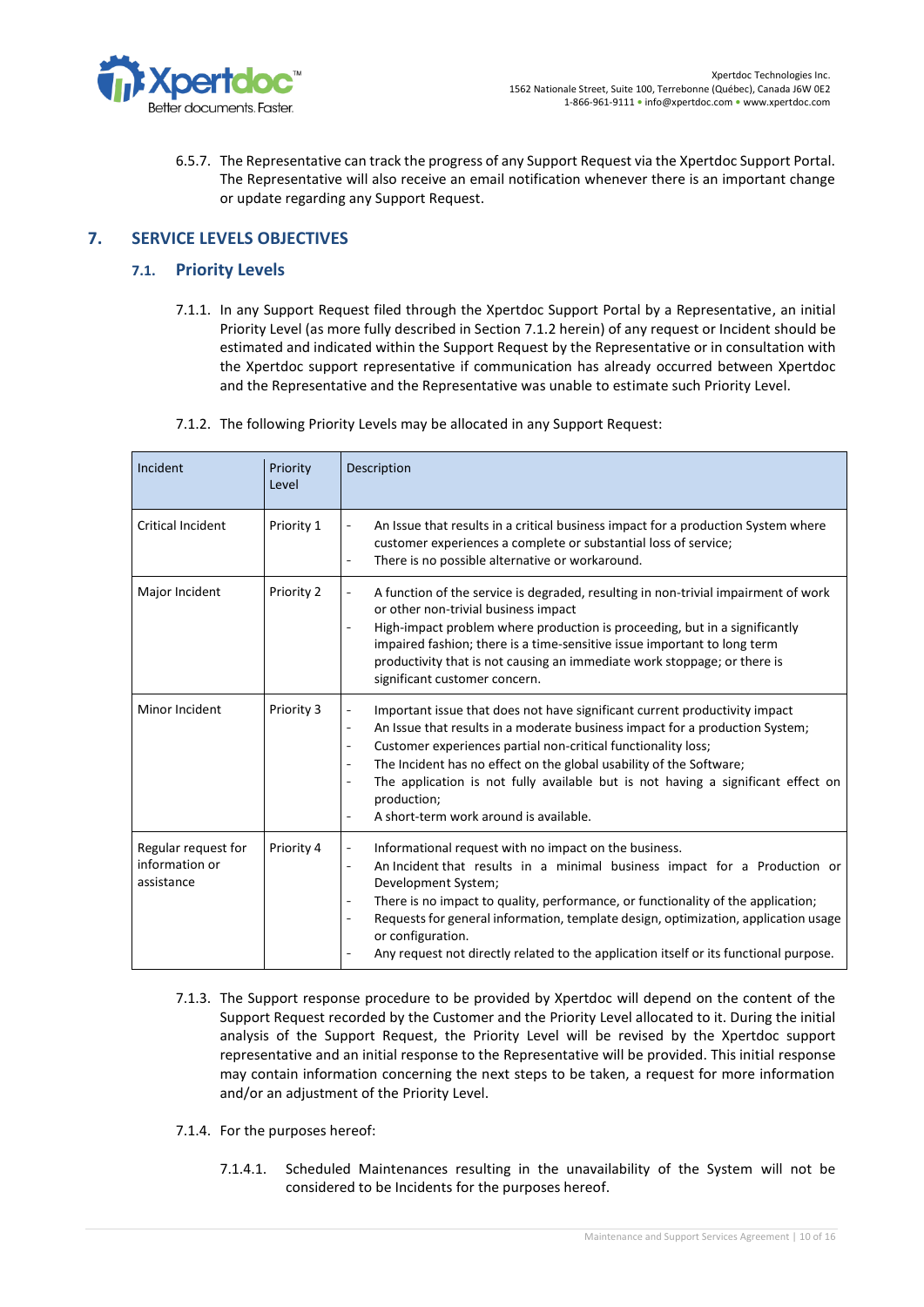6.5.7. The Representative can track the progress of any Support Request via the Xpertdoc Support Portal. The Representative will also receive an email notification whenever there is an important change or update regarding any Support Request.

# 7. SERVICE LEVELS OBJECTIVES

## 7.1. Priority Levels

7.1.1. In any Support Request filed through the Xpertdoc Support Portal by a Representative, an initial Priority Level (as more fully described in Section 7.1.2 herein) of any request or Incident should be estimated and indicated within the Support Request by the Representative or in consultation with the Xpertdoc support representative if communication has already occurred between Xpertdoc and the Representative and the Representative was unable to estimate such Priority Level.

7.1.2. The following Priority Levels may be allocated in any Support Request:

| Incident | Priority Level | Description |
|---|---|---|
| Critical Incident | Priority 1 | - An Issue that results in a critical business impact for a production System where customer experiences a complete or substantial loss of service;<br>- There is no possible alternative or workaround. |
| Major Incident | Priority 2 | - A function of the service is degraded, resulting in non-trivial impairment of work or other non-trivial business impact<br>- High-impact problem where production is proceeding, but in a significantly impaired fashion; there is a time-sensitive issue important to long term productivity that is not causing an immediate work stoppage; or there is significant customer concern. |
| Minor Incident | Priority 3 | - Important issue that does not have significant current productivity impact<br>- An Issue that results in a moderate business impact for a production System;<br>- Customer experiences partial non-critical functionality loss;<br>- The Incident has no effect on the global usability of the Software;<br>- The application is not fully available but is not having a significant effect on production;<br>- A short-term work around is available. |
| Regular request for information or assistance | Priority 4 | - Informational request with no impact on the business.<br>- An Incident that results in a minimal business impact for a Production or Development System;<br>- There is no impact to quality, performance, or functionality of the application;<br>- Requests for general information, template design, optimization, application usage or configuration.<br>- Any request not directly related to the application itself or its functional purpose. |

7.1.3. The Support response procedure to be provided by Xpertdoc will depend on the content of the Support Request recorded by the Customer and the Priority Level allocated to it. During the initial analysis of the Support Request, the Priority Level will be revised by the Xpertdoc support representative and an initial response to the Representative will be provided. This initial response may contain information concerning the next steps to be taken, a request for more information and/or an adjustment of the Priority Level.

7.1.4. For the purposes hereof:

7.1.4.1. Scheduled Maintenances resulting in the unavailability of the System will not be considered to be Incidents for the purposes hereof.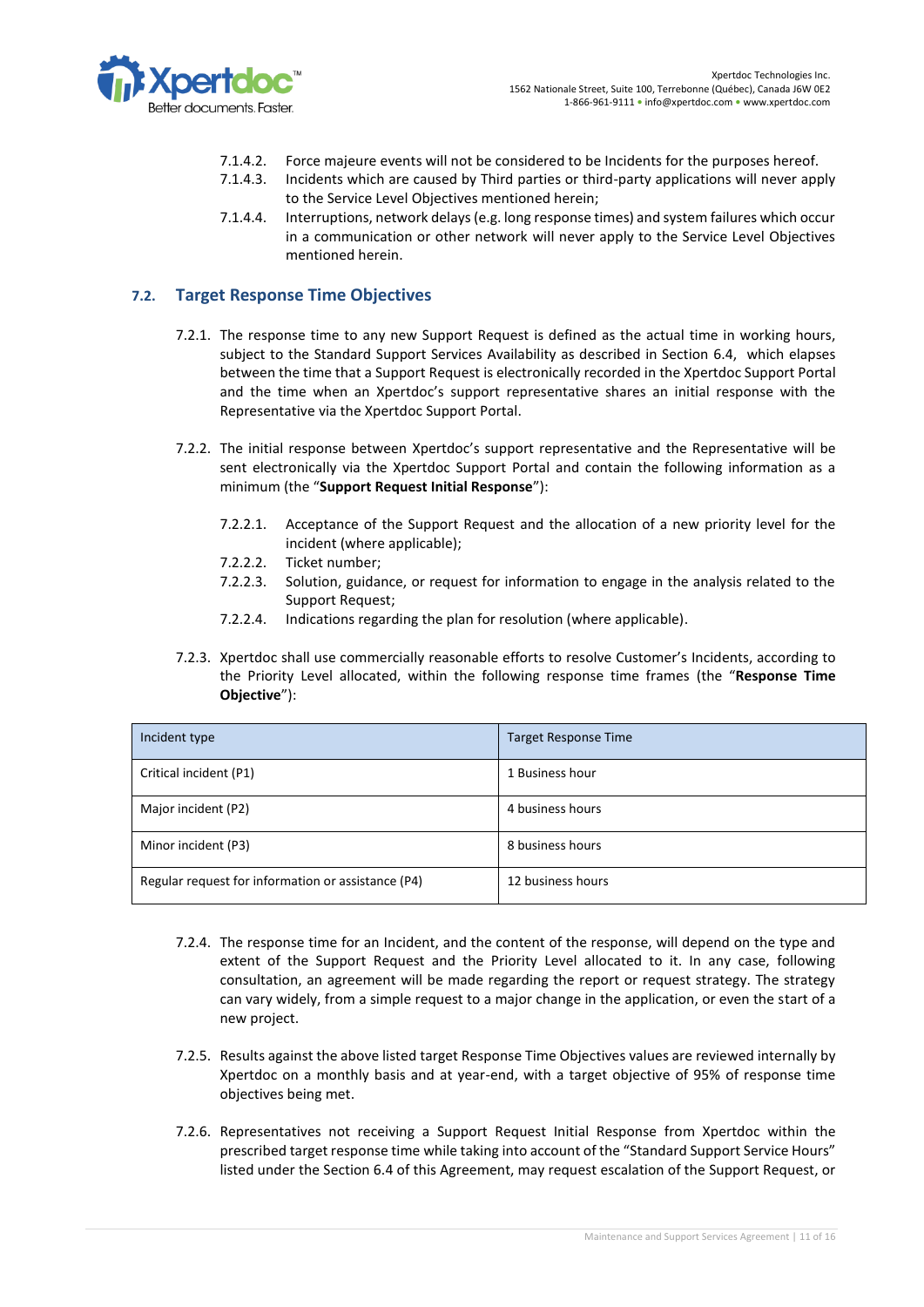7.1.4.2. Force majeure events will not be considered to be Incidents for the purposes hereof.

7.1.4.3. Incidents which are caused by Third parties or third-party applications will never apply to the Service Level Objectives mentioned herein;

7.1.4.4. Interruptions, network delays (e.g. long response times) and system failures which occur in a communication or other network will never apply to the Service Level Objectives mentioned herein.

## 7.2. Target Response Time Objectives

7.2.1. The response time to any new Support Request is defined as the actual time in working hours, subject to the Standard Support Services Availability as described in Section 6.4, which elapses between the time that a Support Request is electronically recorded in the Xpertdoc Support Portal and the time when an Xpertdoc's support representative shares an initial response with the Representative via the Xpertdoc Support Portal.

7.2.2. The initial response between Xpertdoc's support representative and the Representative will be sent electronically via the Xpertdoc Support Portal and contain the following information as a minimum (the "**Support Request Initial Response**"):

7.2.2.1. Acceptance of the Support Request and the allocation of a new priority level for the incident (where applicable);

7.2.2.2. Ticket number;

7.2.2.3. Solution, guidance, or request for information to engage in the analysis related to the Support Request;

7.2.2.4. Indications regarding the plan for resolution (where applicable).

7.2.3. Xpertdoc shall use commercially reasonable efforts to resolve Customer's Incidents, according to the Priority Level allocated, within the following response time frames (the "**Response Time Objective**"):

| Incident type | Target Response Time |
|---|---|
| Critical incident (P1) | 1 Business hour |
| Major incident (P2) | 4 business hours |
| Minor incident (P3) | 8 business hours |
| Regular request for information or assistance (P4) | 12 business hours |

7.2.4. The response time for an Incident, and the content of the response, will depend on the type and extent of the Support Request and the Priority Level allocated to it. In any case, following consultation, an agreement will be made regarding the report or request strategy. The strategy can vary widely, from a simple request to a major change in the application, or even the start of a new project.

7.2.5. Results against the above listed target Response Time Objectives values are reviewed internally by Xpertdoc on a monthly basis and at year-end, with a target objective of 95% of response time objectives being met.

7.2.6. Representatives not receiving a Support Request Initial Response from Xpertdoc within the prescribed target response time while taking into account of the "Standard Support Service Hours" listed under the Section 6.4 of this Agreement, may request escalation of the Support Request, or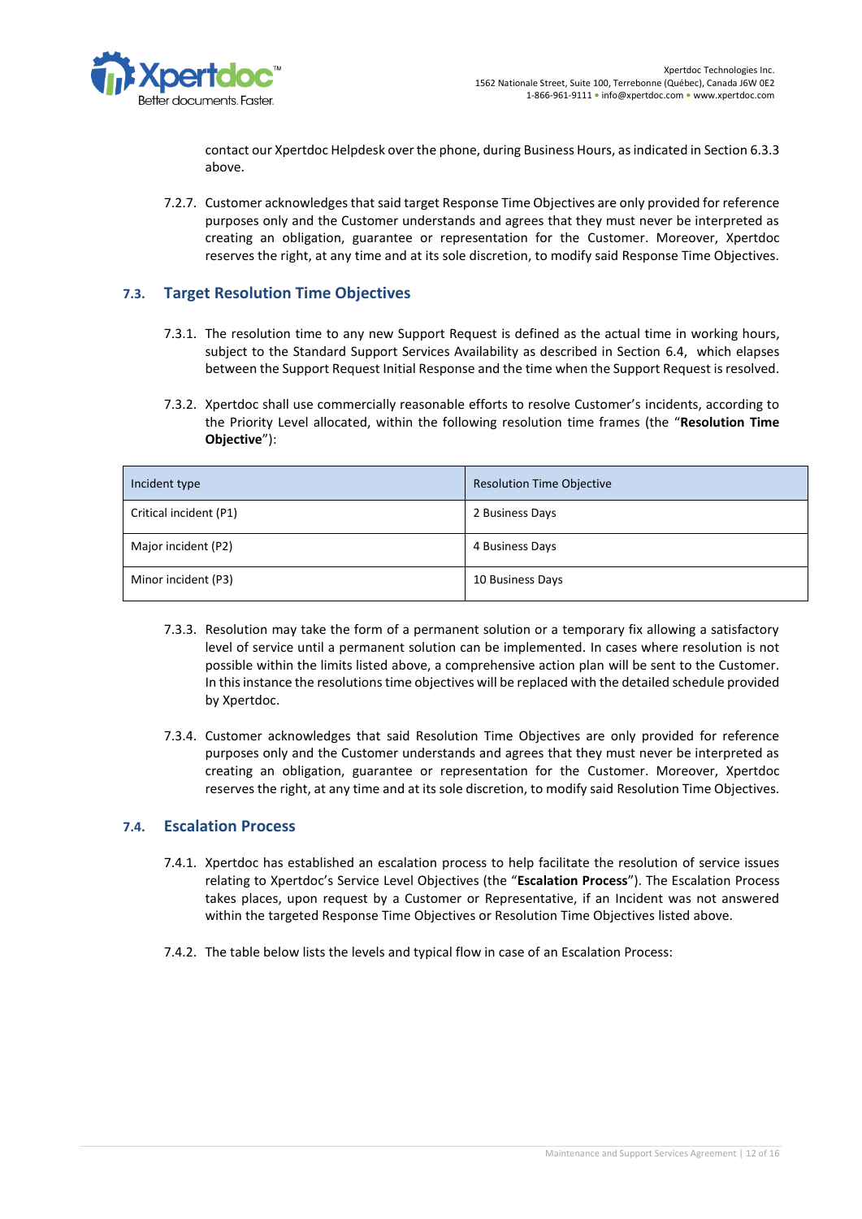contact our Xpertdoc Helpdesk over the phone, during Business Hours, as indicated in Section 6.3.3 above.

7.2.7. Customer acknowledges that said target Response Time Objectives are only provided for reference purposes only and the Customer understands and agrees that they must never be interpreted as creating an obligation, guarantee or representation for the Customer. Moreover, Xpertdoc reserves the right, at any time and at its sole discretion, to modify said Response Time Objectives.

### 7.3. Target Resolution Time Objectives

7.3.1. The resolution time to any new Support Request is defined as the actual time in working hours, subject to the Standard Support Services Availability as described in Section 6.4, which elapses between the Support Request Initial Response and the time when the Support Request is resolved.

7.3.2. Xpertdoc shall use commercially reasonable efforts to resolve Customer's incidents, according to the Priority Level allocated, within the following resolution time frames (the "**Resolution Time Objective**"):

| Incident type | Resolution Time Objective |
|---|---|
| Critical incident (P1) | 2 Business Days |
| Major incident (P2) | 4 Business Days |
| Minor incident (P3) | 10 Business Days |

7.3.3. Resolution may take the form of a permanent solution or a temporary fix allowing a satisfactory level of service until a permanent solution can be implemented. In cases where resolution is not possible within the limits listed above, a comprehensive action plan will be sent to the Customer. In this instance the resolutions time objectives will be replaced with the detailed schedule provided by Xpertdoc.

7.3.4. Customer acknowledges that said Resolution Time Objectives are only provided for reference purposes only and the Customer understands and agrees that they must never be interpreted as creating an obligation, guarantee or representation for the Customer. Moreover, Xpertdoc reserves the right, at any time and at its sole discretion, to modify said Resolution Time Objectives.

### 7.4. Escalation Process

7.4.1. Xpertdoc has established an escalation process to help facilitate the resolution of service issues relating to Xpertdoc's Service Level Objectives (the "**Escalation Process**"). The Escalation Process takes places, upon request by a Customer or Representative, if an Incident was not answered within the targeted Response Time Objectives or Resolution Time Objectives listed above.

7.4.2. The table below lists the levels and typical flow in case of an Escalation Process: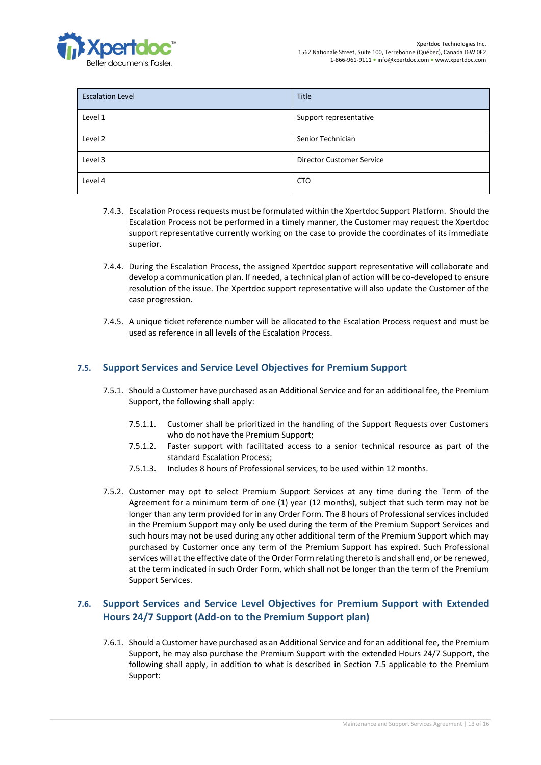| Escalation Level | Title |
|---|---|
| Level 1 | Support representative |
| Level 2 | Senior Technician |
| Level 3 | Director Customer Service |
| Level 4 | CTO |

7.4.3. Escalation Process requests must be formulated within the Xpertdoc Support Platform. Should the Escalation Process not be performed in a timely manner, the Customer may request the Xpertdoc support representative currently working on the case to provide the coordinates of its immediate superior.

7.4.4. During the Escalation Process, the assigned Xpertdoc support representative will collaborate and develop a communication plan. If needed, a technical plan of action will be co-developed to ensure resolution of the issue. The Xpertdoc support representative will also update the Customer of the case progression.

7.4.5. A unique ticket reference number will be allocated to the Escalation Process request and must be used as reference in all levels of the Escalation Process.

## 7.5. Support Services and Service Level Objectives for Premium Support

7.5.1. Should a Customer have purchased as an Additional Service and for an additional fee, the Premium Support, the following shall apply:

- 7.5.1.1. Customer shall be prioritized in the handling of the Support Requests over Customers who do not have the Premium Support;
- 7.5.1.2. Faster support with facilitated access to a senior technical resource as part of the standard Escalation Process;
- 7.5.1.3. Includes 8 hours of Professional services, to be used within 12 months.

7.5.2. Customer may opt to select Premium Support Services at any time during the Term of the Agreement for a minimum term of one (1) year (12 months), subject that such term may not be longer than any term provided for in any Order Form. The 8 hours of Professional services included in the Premium Support may only be used during the term of the Premium Support Services and such hours may not be used during any other additional term of the Premium Support which may purchased by Customer once any term of the Premium Support has expired. Such Professional services will at the effective date of the Order Form relating thereto is and shall end, or be renewed, at the term indicated in such Order Form, which shall not be longer than the term of the Premium Support Services.

## 7.6. Support Services and Service Level Objectives for Premium Support with Extended Hours 24/7 Support (Add-on to the Premium Support plan)

7.6.1. Should a Customer have purchased as an Additional Service and for an additional fee, the Premium Support, he may also purchase the Premium Support with the extended Hours 24/7 Support, the following shall apply, in addition to what is described in Section 7.5 applicable to the Premium Support: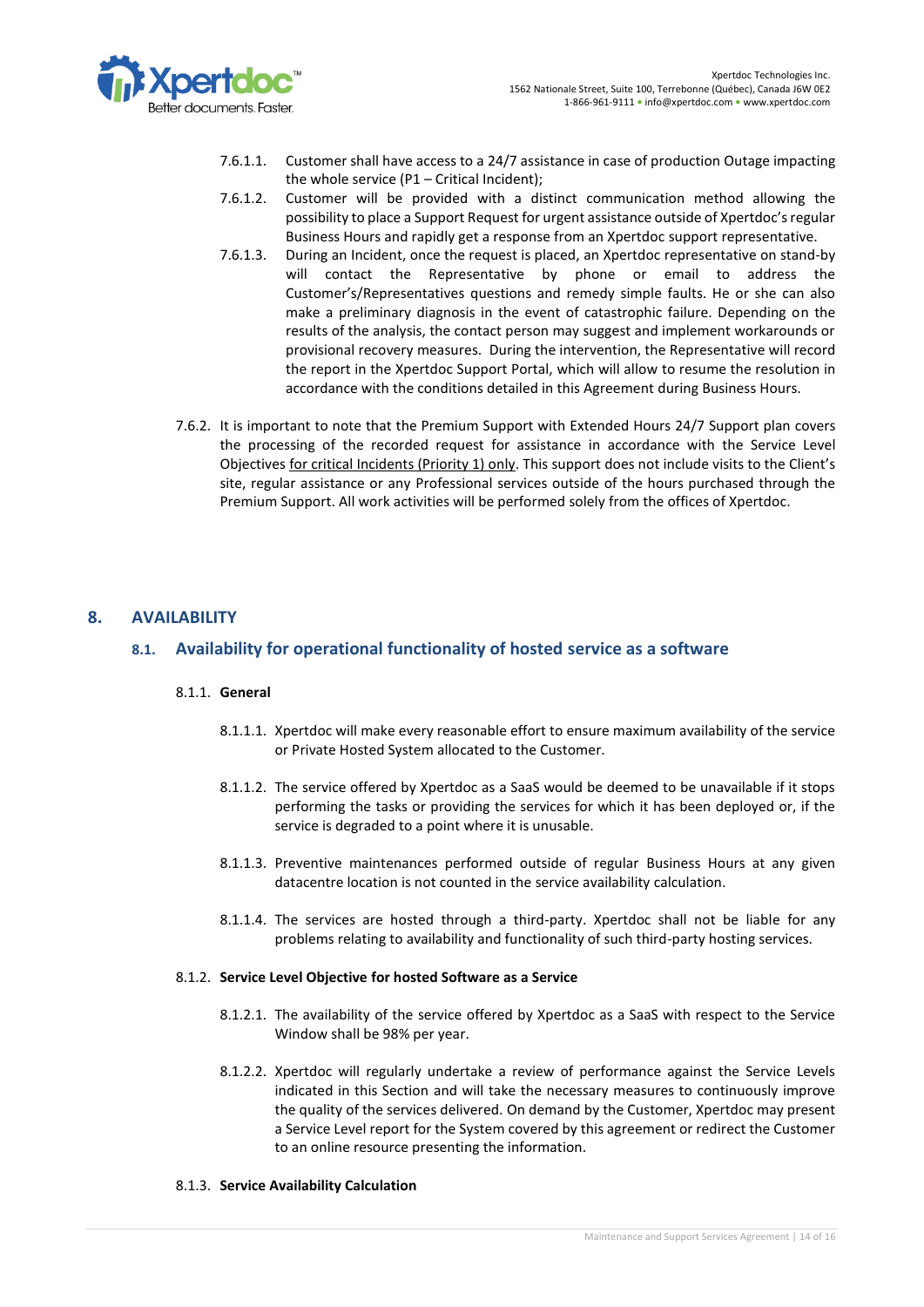7.6.1.1. Customer shall have access to a 24/7 assistance in case of production Outage impacting the whole service (P1 – Critical Incident);

7.6.1.2. Customer will be provided with a distinct communication method allowing the possibility to place a Support Request for urgent assistance outside of Xpertdoc's regular Business Hours and rapidly get a response from an Xpertdoc support representative.

7.6.1.3. During an Incident, once the request is placed, an Xpertdoc representative on stand-by will contact the Representative by phone or email to address the Customer's/Representatives questions and remedy simple faults. He or she can also make a preliminary diagnosis in the event of catastrophic failure. Depending on the results of the analysis, the contact person may suggest and implement workarounds or provisional recovery measures. During the intervention, the Representative will record the report in the Xpertdoc Support Portal, which will allow to resume the resolution in accordance with the conditions detailed in this Agreement during Business Hours.

7.6.2. It is important to note that the Premium Support with Extended Hours 24/7 Support plan covers the processing of the recorded request for assistance in accordance with the Service Level Objectives <u>for critical Incidents (Priority 1) only</u>. This support does not include visits to the Client's site, regular assistance or any Professional services outside of the hours purchased through the Premium Support. All work activities will be performed solely from the offices of Xpertdoc.

## 8. AVAILABILITY

### 8.1. Availability for operational functionality of hosted service as a software

#### 8.1.1. General

8.1.1.1. Xpertdoc will make every reasonable effort to ensure maximum availability of the service or Private Hosted System allocated to the Customer.

8.1.1.2. The service offered by Xpertdoc as a SaaS would be deemed to be unavailable if it stops performing the tasks or providing the services for which it has been deployed or, if the service is degraded to a point where it is unusable.

8.1.1.3. Preventive maintenances performed outside of regular Business Hours at any given datacentre location is not counted in the service availability calculation.

8.1.1.4. The services are hosted through a third-party. Xpertdoc shall not be liable for any problems relating to availability and functionality of such third-party hosting services.

#### 8.1.2. Service Level Objective for hosted Software as a Service

8.1.2.1. The availability of the service offered by Xpertdoc as a SaaS with respect to the Service Window shall be 98% per year.

8.1.2.2. Xpertdoc will regularly undertake a review of performance against the Service Levels indicated in this Section and will take the necessary measures to continuously improve the quality of the services delivered. On demand by the Customer, Xpertdoc may present a Service Level report for the System covered by this agreement or redirect the Customer to an online resource presenting the information.

#### 8.1.3. Service Availability Calculation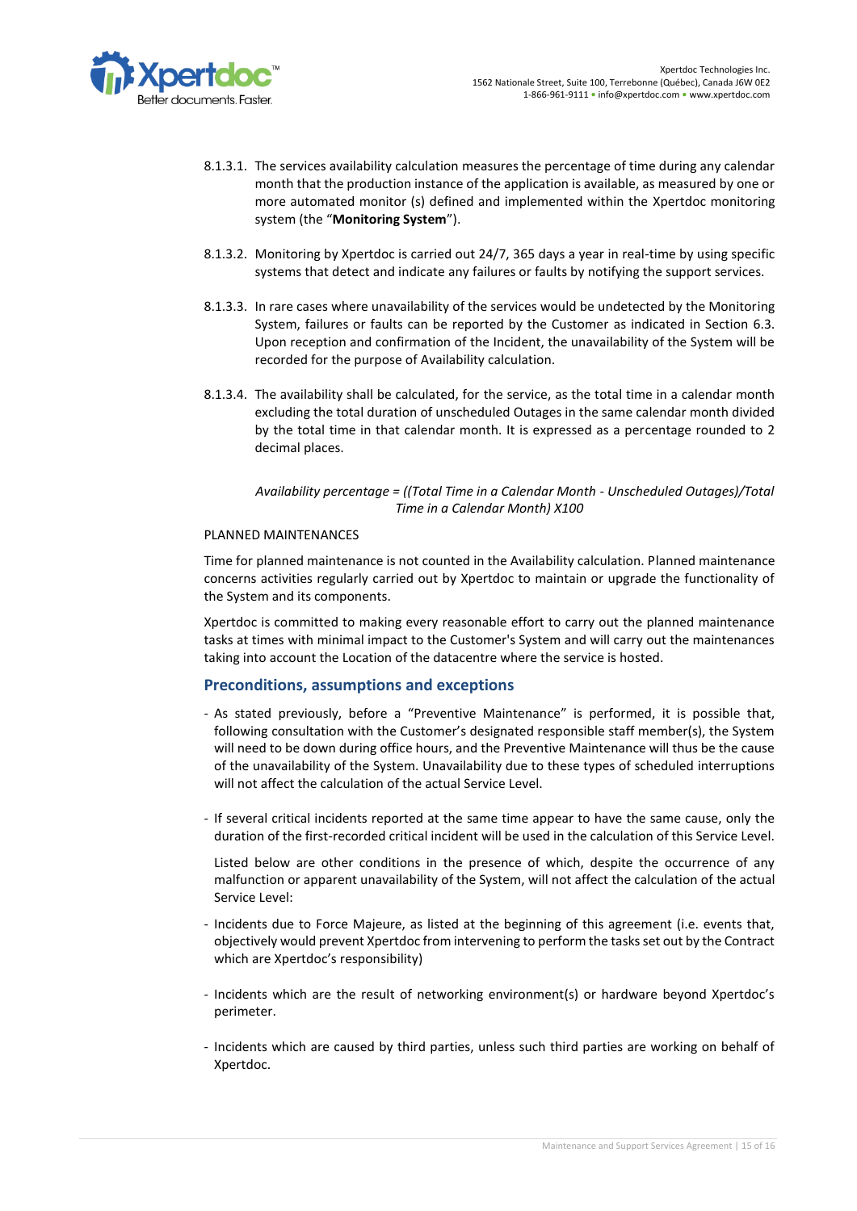8.1.3.1. The services availability calculation measures the percentage of time during any calendar month that the production instance of the application is available, as measured by one or more automated monitor (s) defined and implemented within the Xpertdoc monitoring system (the "**Monitoring System**").

8.1.3.2. Monitoring by Xpertdoc is carried out 24/7, 365 days a year in real-time by using specific systems that detect and indicate any failures or faults by notifying the support services.

8.1.3.3. In rare cases where unavailability of the services would be undetected by the Monitoring System, failures or faults can be reported by the Customer as indicated in Section 6.3. Upon reception and confirmation of the Incident, the unavailability of the System will be recorded for the purpose of Availability calculation.

8.1.3.4. The availability shall be calculated, for the service, as the total time in a calendar month excluding the total duration of unscheduled Outages in the same calendar month divided by the total time in that calendar month. It is expressed as a percentage rounded to 2 decimal places.

*Availability percentage = ((Total Time in a Calendar Month - Unscheduled Outages)/Total Time in a Calendar Month) X100*

PLANNED MAINTENANCES

Time for planned maintenance is not counted in the Availability calculation. Planned maintenance concerns activities regularly carried out by Xpertdoc to maintain or upgrade the functionality of the System and its components.

Xpertdoc is committed to making every reasonable effort to carry out the planned maintenance tasks at times with minimal impact to the Customer's System and will carry out the maintenances taking into account the Location of the datacentre where the service is hosted.

## Preconditions, assumptions and exceptions

- As stated previously, before a "Preventive Maintenance" is performed, it is possible that, following consultation with the Customer's designated responsible staff member(s), the System will need to be down during office hours, and the Preventive Maintenance will thus be the cause of the unavailability of the System. Unavailability due to these types of scheduled interruptions will not affect the calculation of the actual Service Level.

- If several critical incidents reported at the same time appear to have the same cause, only the duration of the first-recorded critical incident will be used in the calculation of this Service Level.

  Listed below are other conditions in the presence of which, despite the occurrence of any malfunction or apparent unavailability of the System, will not affect the calculation of the actual Service Level:

- Incidents due to Force Majeure, as listed at the beginning of this agreement (i.e. events that, objectively would prevent Xpertdoc from intervening to perform the tasks set out by the Contract which are Xpertdoc's responsibility)

- Incidents which are the result of networking environment(s) or hardware beyond Xpertdoc's perimeter.

- Incidents which are caused by third parties, unless such third parties are working on behalf of Xpertdoc.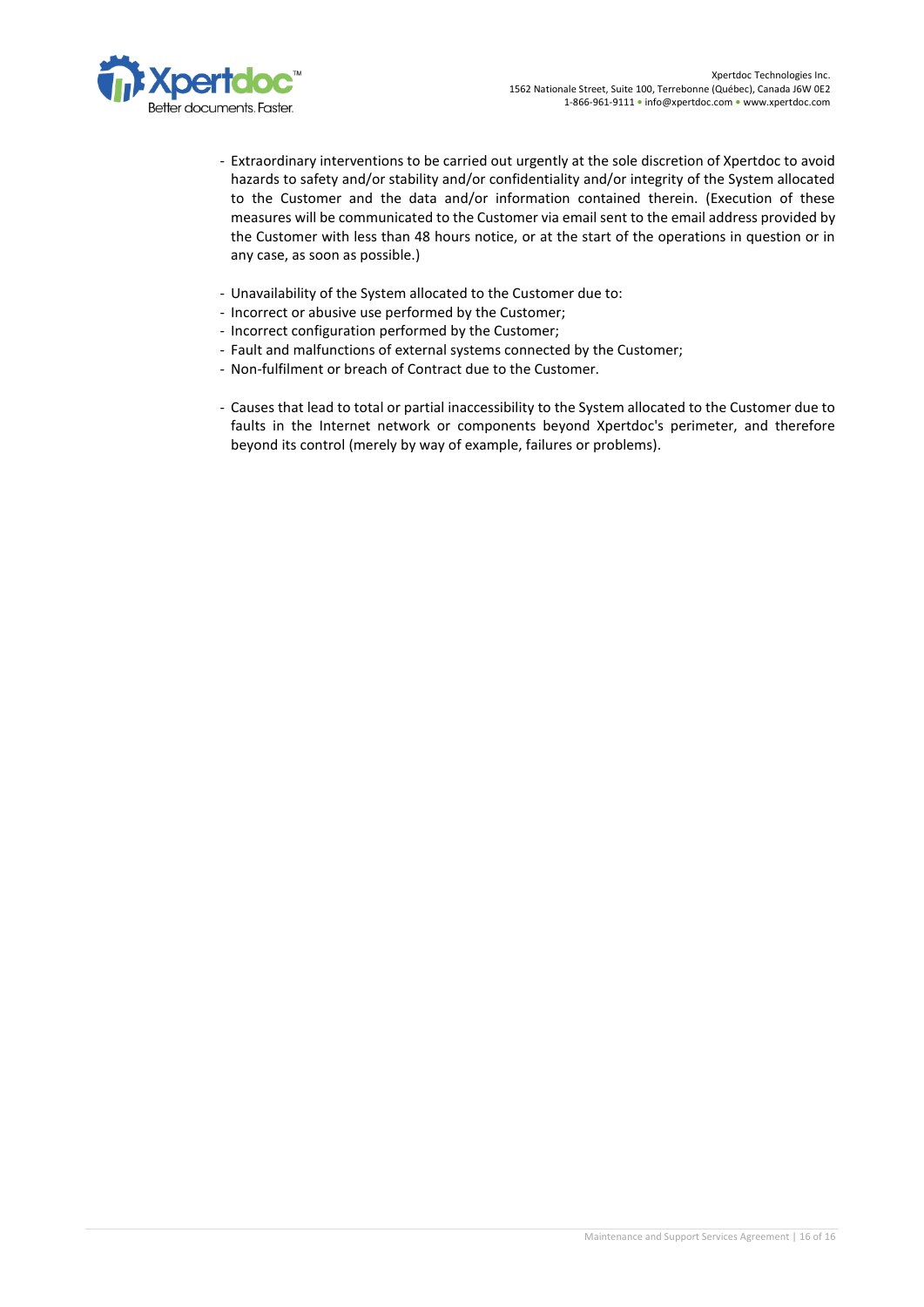- Extraordinary interventions to be carried out urgently at the sole discretion of Xpertdoc to avoid hazards to safety and/or stability and/or confidentiality and/or integrity of the System allocated to the Customer and the data and/or information contained therein. (Execution of these measures will be communicated to the Customer via email sent to the email address provided by the Customer with less than 48 hours notice, or at the start of the operations in question or in any case, as soon as possible.)

- Unavailability of the System allocated to the Customer due to:
- Incorrect or abusive use performed by the Customer;
- Incorrect configuration performed by the Customer;
- Fault and malfunctions of external systems connected by the Customer;
- Non-fulfilment or breach of Contract due to the Customer.

- Causes that lead to total or partial inaccessibility to the System allocated to the Customer due to faults in the Internet network or components beyond Xpertdoc's perimeter, and therefore beyond its control (merely by way of example, failures or problems).